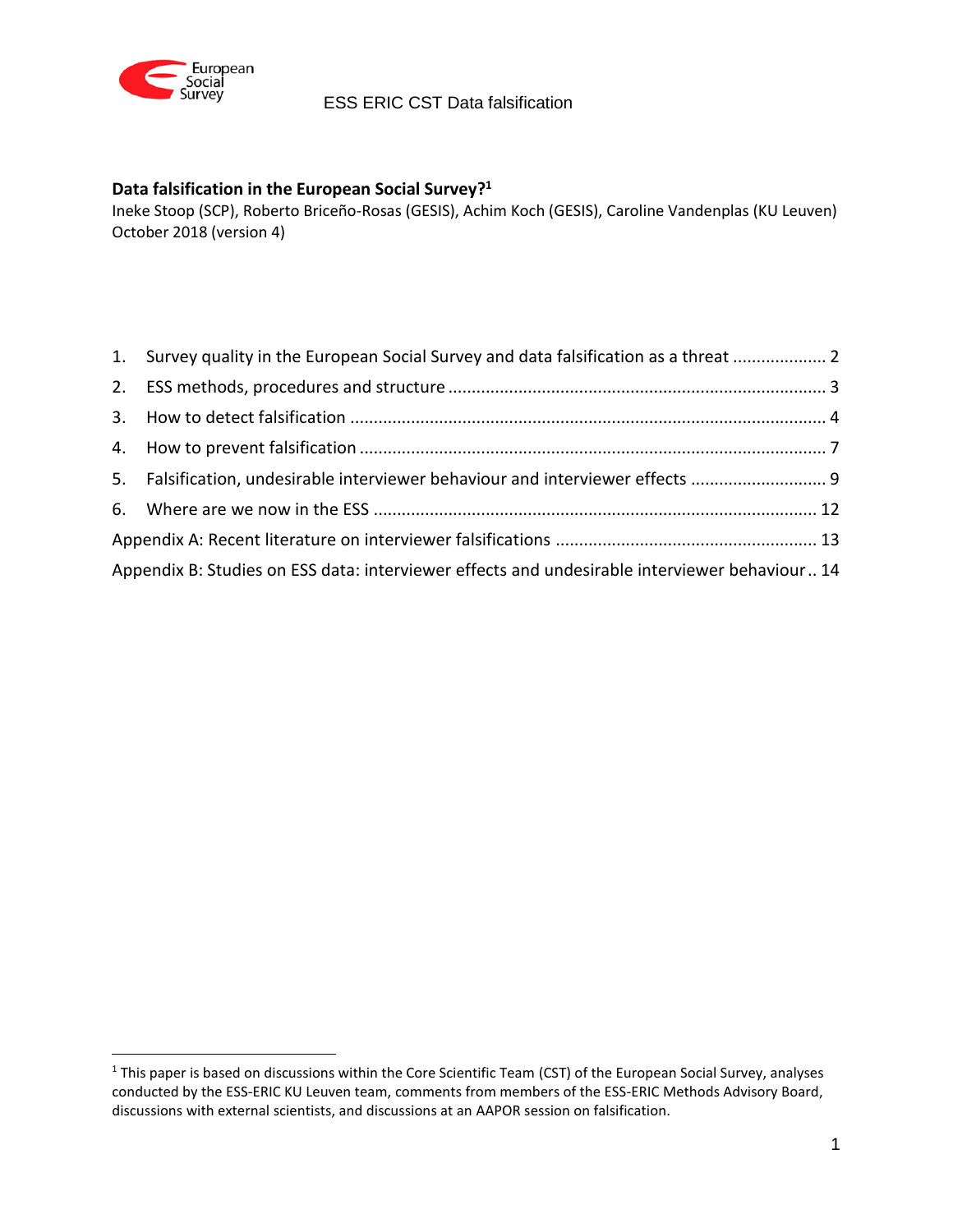# Data falsification in the European Social Survey?[1]

Ineke Stoop (SCP), Roberto Briceño-Rosas (GESIS), Achim Koch (GESIS), Caroline Vandenplas (KU Leuven)
October 2018 (version 4)

1. Survey quality in the European Social Survey and data falsification as a threat .................... 2
2. ESS methods, procedures and structure ................................................................................ 3
3. How to detect falsification .................................................................................................... 4
4. How to prevent falsification .................................................................................................. 7
5. Falsification, undesirable interviewer behaviour and interviewer effects ............................ 9
6. Where are we now in the ESS ............................................................................................. 12

Appendix A: Recent literature on interviewer falsifications ....................................................... 13

Appendix B: Studies on ESS data: interviewer effects and undesirable interviewer behaviour .. 14

[1] This paper is based on discussions within the Core Scientific Team (CST) of the European Social Survey, analyses conducted by the ESS-ERIC KU Leuven team, comments from members of the ESS-ERIC Methods Advisory Board, discussions with external scientists, and discussions at an AAPOR session on falsification.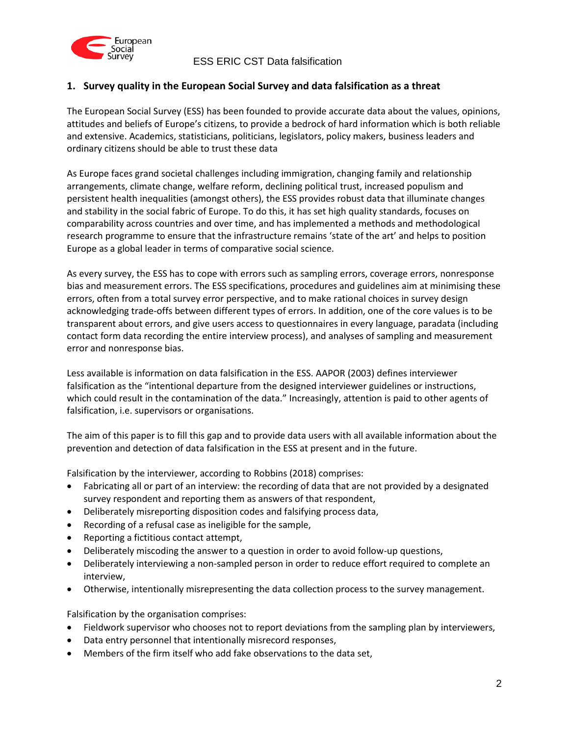## 1. Survey quality in the European Social Survey and data falsification as a threat

The European Social Survey (ESS) has been founded to provide accurate data about the values, opinions, attitudes and beliefs of Europe's citizens, to provide a bedrock of hard information which is both reliable and extensive. Academics, statisticians, politicians, legislators, policy makers, business leaders and ordinary citizens should be able to trust these data

As Europe faces grand societal challenges including immigration, changing family and relationship arrangements, climate change, welfare reform, declining political trust, increased populism and persistent health inequalities (amongst others), the ESS provides robust data that illuminate changes and stability in the social fabric of Europe. To do this, it has set high quality standards, focuses on comparability across countries and over time, and has implemented a methods and methodological research programme to ensure that the infrastructure remains 'state of the art' and helps to position Europe as a global leader in terms of comparative social science.

As every survey, the ESS has to cope with errors such as sampling errors, coverage errors, nonresponse bias and measurement errors. The ESS specifications, procedures and guidelines aim at minimising these errors, often from a total survey error perspective, and to make rational choices in survey design acknowledging trade-offs between different types of errors. In addition, one of the core values is to be transparent about errors, and give users access to questionnaires in every language, paradata (including contact form data recording the entire interview process), and analyses of sampling and measurement error and nonresponse bias.

Less available is information on data falsification in the ESS. AAPOR (2003) defines interviewer falsification as the "intentional departure from the designed interviewer guidelines or instructions, which could result in the contamination of the data." Increasingly, attention is paid to other agents of falsification, i.e. supervisors or organisations.

The aim of this paper is to fill this gap and to provide data users with all available information about the prevention and detection of data falsification in the ESS at present and in the future.

Falsification by the interviewer, according to Robbins (2018) comprises:

- Fabricating all or part of an interview: the recording of data that are not provided by a designated survey respondent and reporting them as answers of that respondent,
- Deliberately misreporting disposition codes and falsifying process data,
- Recording of a refusal case as ineligible for the sample,
- Reporting a fictitious contact attempt,
- Deliberately miscoding the answer to a question in order to avoid follow-up questions,
- Deliberately interviewing a non-sampled person in order to reduce effort required to complete an interview,
- Otherwise, intentionally misrepresenting the data collection process to the survey management.

Falsification by the organisation comprises:

- Fieldwork supervisor who chooses not to report deviations from the sampling plan by interviewers,
- Data entry personnel that intentionally misrecord responses,
- Members of the firm itself who add fake observations to the data set,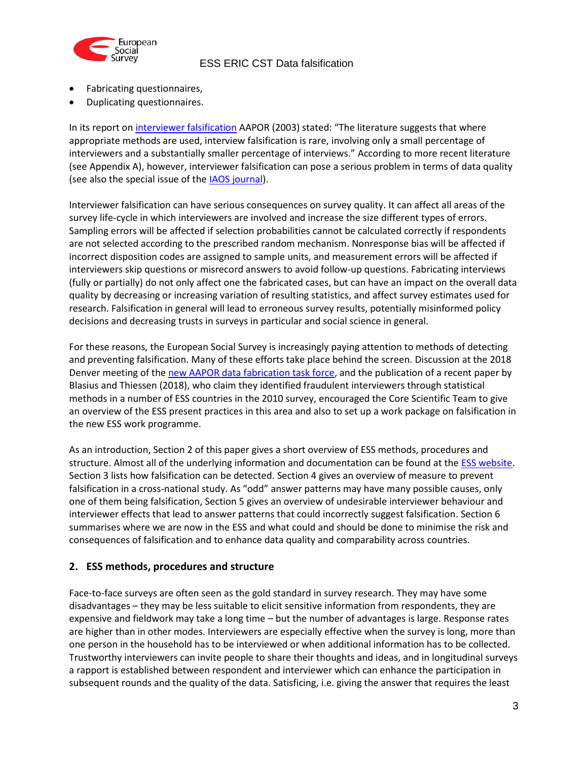- Fabricating questionnaires,
- Duplicating questionnaires.

In its report on interviewer falsification AAPOR (2003) stated: "The literature suggests that where appropriate methods are used, interview falsification is rare, involving only a small percentage of interviewers and a substantially smaller percentage of interviews." According to more recent literature (see Appendix A), however, interviewer falsification can pose a serious problem in terms of data quality (see also the special issue of the IAOS journal).

Interviewer falsification can have serious consequences on survey quality. It can affect all areas of the survey life-cycle in which interviewers are involved and increase the size different types of errors. Sampling errors will be affected if selection probabilities cannot be calculated correctly if respondents are not selected according to the prescribed random mechanism. Nonresponse bias will be affected if incorrect disposition codes are assigned to sample units, and measurement errors will be affected if interviewers skip questions or misrecord answers to avoid follow-up questions. Fabricating interviews (fully or partially) do not only affect one the fabricated cases, but can have an impact on the overall data quality by decreasing or increasing variation of resulting statistics, and affect survey estimates used for research. Falsification in general will lead to erroneous survey results, potentially misinformed policy decisions and decreasing trusts in surveys in particular and social science in general.

For these reasons, the European Social Survey is increasingly paying attention to methods of detecting and preventing falsification. Many of these efforts take place behind the screen. Discussion at the 2018 Denver meeting of the new AAPOR data fabrication task force, and the publication of a recent paper by Blasius and Thiessen (2018), who claim they identified fraudulent interviewers through statistical methods in a number of ESS countries in the 2010 survey, encouraged the Core Scientific Team to give an overview of the ESS present practices in this area and also to set up a work package on falsification in the new ESS work programme.

As an introduction, Section 2 of this paper gives a short overview of ESS methods, procedures and structure. Almost all of the underlying information and documentation can be found at the ESS website. Section 3 lists how falsification can be detected. Section 4 gives an overview of measure to prevent falsification in a cross-national study. As "odd" answer patterns may have many possible causes, only one of them being falsification, Section 5 gives an overview of undesirable interviewer behaviour and interviewer effects that lead to answer patterns that could incorrectly suggest falsification. Section 6 summarises where we are now in the ESS and what could and should be done to minimise the risk and consequences of falsification and to enhance data quality and comparability across countries.

## 2. ESS methods, procedures and structure

Face-to-face surveys are often seen as the gold standard in survey research. They may have some disadvantages – they may be less suitable to elicit sensitive information from respondents, they are expensive and fieldwork may take a long time – but the number of advantages is large. Response rates are higher than in other modes. Interviewers are especially effective when the survey is long, more than one person in the household has to be interviewed or when additional information has to be collected. Trustworthy interviewers can invite people to share their thoughts and ideas, and in longitudinal surveys a rapport is established between respondent and interviewer which can enhance the participation in subsequent rounds and the quality of the data. Satisficing, i.e. giving the answer that requires the least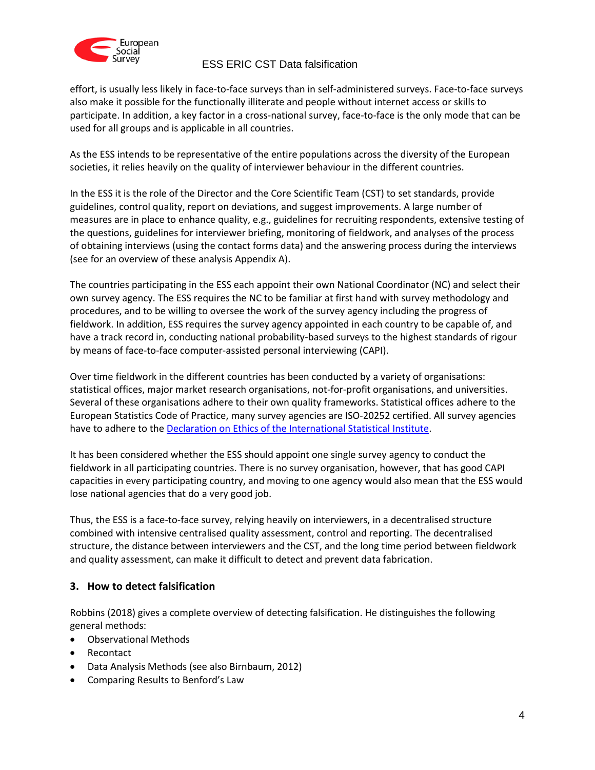effort, is usually less likely in face-to-face surveys than in self-administered surveys. Face-to-face surveys also make it possible for the functionally illiterate and people without internet access or skills to participate. In addition, a key factor in a cross-national survey, face-to-face is the only mode that can be used for all groups and is applicable in all countries.

As the ESS intends to be representative of the entire populations across the diversity of the European societies, it relies heavily on the quality of interviewer behaviour in the different countries.

In the ESS it is the role of the Director and the Core Scientific Team (CST) to set standards, provide guidelines, control quality, report on deviations, and suggest improvements. A large number of measures are in place to enhance quality, e.g., guidelines for recruiting respondents, extensive testing of the questions, guidelines for interviewer briefing, monitoring of fieldwork, and analyses of the process of obtaining interviews (using the contact forms data) and the answering process during the interviews (see for an overview of these analysis Appendix A).

The countries participating in the ESS each appoint their own National Coordinator (NC) and select their own survey agency. The ESS requires the NC to be familiar at first hand with survey methodology and procedures, and to be willing to oversee the work of the survey agency including the progress of fieldwork. In addition, ESS requires the survey agency appointed in each country to be capable of, and have a track record in, conducting national probability-based surveys to the highest standards of rigour by means of face-to-face computer-assisted personal interviewing (CAPI).

Over time fieldwork in the different countries has been conducted by a variety of organisations: statistical offices, major market research organisations, not-for-profit organisations, and universities. Several of these organisations adhere to their own quality frameworks. Statistical offices adhere to the European Statistics Code of Practice, many survey agencies are ISO-20252 certified. All survey agencies have to adhere to the Declaration on Ethics of the International Statistical Institute.

It has been considered whether the ESS should appoint one single survey agency to conduct the fieldwork in all participating countries. There is no survey organisation, however, that has good CAPI capacities in every participating country, and moving to one agency would also mean that the ESS would lose national agencies that do a very good job.

Thus, the ESS is a face-to-face survey, relying heavily on interviewers, in a decentralised structure combined with intensive centralised quality assessment, control and reporting. The decentralised structure, the distance between interviewers and the CST, and the long time period between fieldwork and quality assessment, can make it difficult to detect and prevent data fabrication.

## 3. How to detect falsification

Robbins (2018) gives a complete overview of detecting falsification. He distinguishes the following general methods:

- Observational Methods
- Recontact
- Data Analysis Methods (see also Birnbaum, 2012)
- Comparing Results to Benford's Law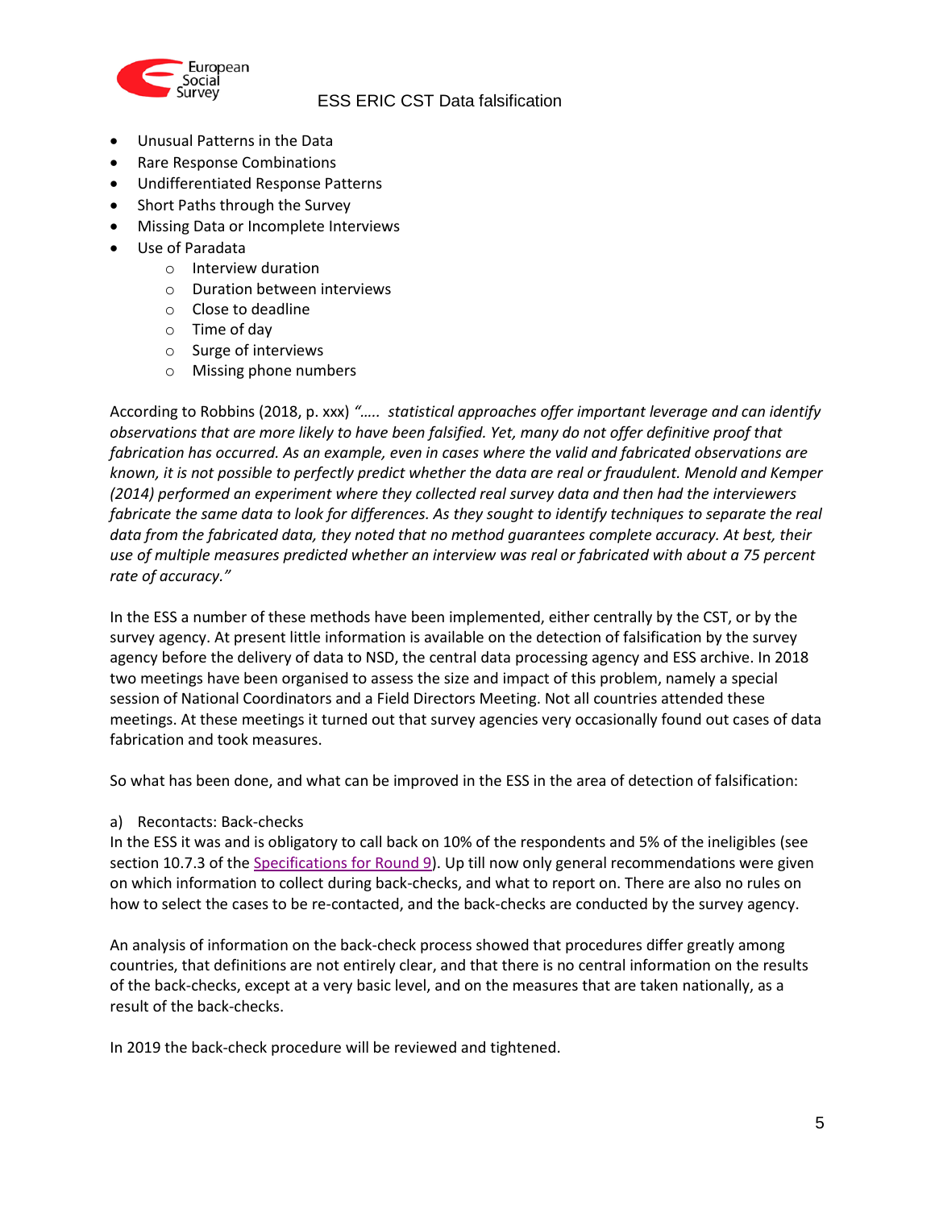- Unusual Patterns in the Data
- Rare Response Combinations
- Undifferentiated Response Patterns
- Short Paths through the Survey
- Missing Data or Incomplete Interviews
- Use of Paradata
  - Interview duration
  - Duration between interviews
  - Close to deadline
  - Time of day
  - Surge of interviews
  - Missing phone numbers

According to Robbins (2018, p. xxx) *"….. statistical approaches offer important leverage and can identify observations that are more likely to have been falsified. Yet, many do not offer definitive proof that fabrication has occurred. As an example, even in cases where the valid and fabricated observations are known, it is not possible to perfectly predict whether the data are real or fraudulent. Menold and Kemper (2014) performed an experiment where they collected real survey data and then had the interviewers fabricate the same data to look for differences. As they sought to identify techniques to separate the real data from the fabricated data, they noted that no method guarantees complete accuracy. At best, their use of multiple measures predicted whether an interview was real or fabricated with about a 75 percent rate of accuracy."*

In the ESS a number of these methods have been implemented, either centrally by the CST, or by the survey agency. At present little information is available on the detection of falsification by the survey agency before the delivery of data to NSD, the central data processing agency and ESS archive. In 2018 two meetings have been organised to assess the size and impact of this problem, namely a special session of National Coordinators and a Field Directors Meeting. Not all countries attended these meetings. At these meetings it turned out that survey agencies very occasionally found out cases of data fabrication and took measures.

So what has been done, and what can be improved in the ESS in the area of detection of falsification:

a) Recontacts: Back-checks

In the ESS it was and is obligatory to call back on 10% of the respondents and 5% of the ineligibles (see section 10.7.3 of the Specifications for Round 9). Up till now only general recommendations were given on which information to collect during back-checks, and what to report on. There are also no rules on how to select the cases to be re-contacted, and the back-checks are conducted by the survey agency.

An analysis of information on the back-check process showed that procedures differ greatly among countries, that definitions are not entirely clear, and that there is no central information on the results of the back-checks, except at a very basic level, and on the measures that are taken nationally, as a result of the back-checks.

In 2019 the back-check procedure will be reviewed and tightened.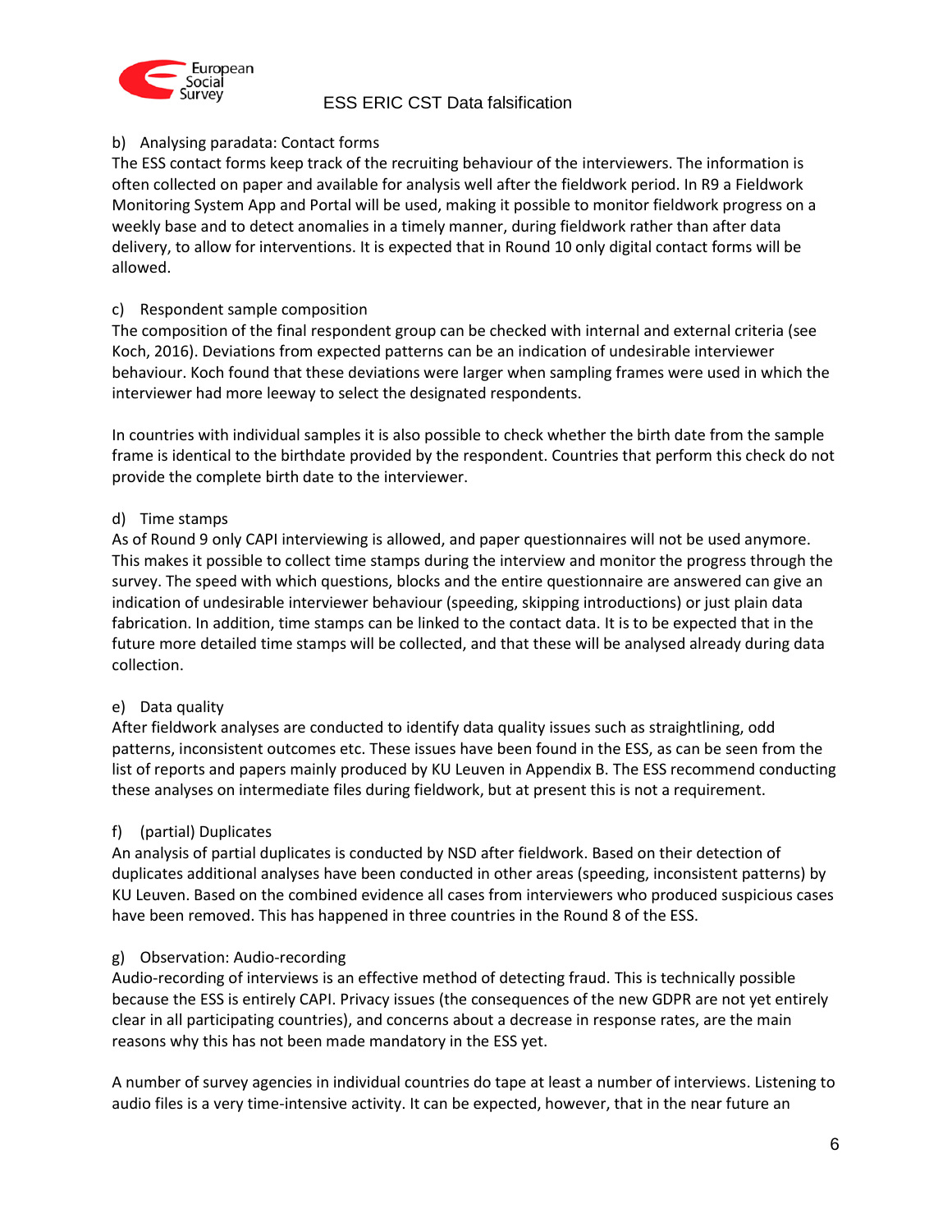b) Analysing paradata: Contact forms

The ESS contact forms keep track of the recruiting behaviour of the interviewers. The information is often collected on paper and available for analysis well after the fieldwork period. In R9 a Fieldwork Monitoring System App and Portal will be used, making it possible to monitor fieldwork progress on a weekly base and to detect anomalies in a timely manner, during fieldwork rather than after data delivery, to allow for interventions. It is expected that in Round 10 only digital contact forms will be allowed.

c) Respondent sample composition

The composition of the final respondent group can be checked with internal and external criteria (see Koch, 2016). Deviations from expected patterns can be an indication of undesirable interviewer behaviour. Koch found that these deviations were larger when sampling frames were used in which the interviewer had more leeway to select the designated respondents.

In countries with individual samples it is also possible to check whether the birth date from the sample frame is identical to the birthdate provided by the respondent. Countries that perform this check do not provide the complete birth date to the interviewer.

d) Time stamps

As of Round 9 only CAPI interviewing is allowed, and paper questionnaires will not be used anymore. This makes it possible to collect time stamps during the interview and monitor the progress through the survey. The speed with which questions, blocks and the entire questionnaire are answered can give an indication of undesirable interviewer behaviour (speeding, skipping introductions) or just plain data fabrication. In addition, time stamps can be linked to the contact data. It is to be expected that in the future more detailed time stamps will be collected, and that these will be analysed already during data collection.

e) Data quality

After fieldwork analyses are conducted to identify data quality issues such as straightlining, odd patterns, inconsistent outcomes etc. These issues have been found in the ESS, as can be seen from the list of reports and papers mainly produced by KU Leuven in Appendix B. The ESS recommend conducting these analyses on intermediate files during fieldwork, but at present this is not a requirement.

f) (partial) Duplicates

An analysis of partial duplicates is conducted by NSD after fieldwork. Based on their detection of duplicates additional analyses have been conducted in other areas (speeding, inconsistent patterns) by KU Leuven. Based on the combined evidence all cases from interviewers who produced suspicious cases have been removed. This has happened in three countries in the Round 8 of the ESS.

g) Observation: Audio-recording

Audio-recording of interviews is an effective method of detecting fraud. This is technically possible because the ESS is entirely CAPI. Privacy issues (the consequences of the new GDPR are not yet entirely clear in all participating countries), and concerns about a decrease in response rates, are the main reasons why this has not been made mandatory in the ESS yet.

A number of survey agencies in individual countries do tape at least a number of interviews. Listening to audio files is a very time-intensive activity. It can be expected, however, that in the near future an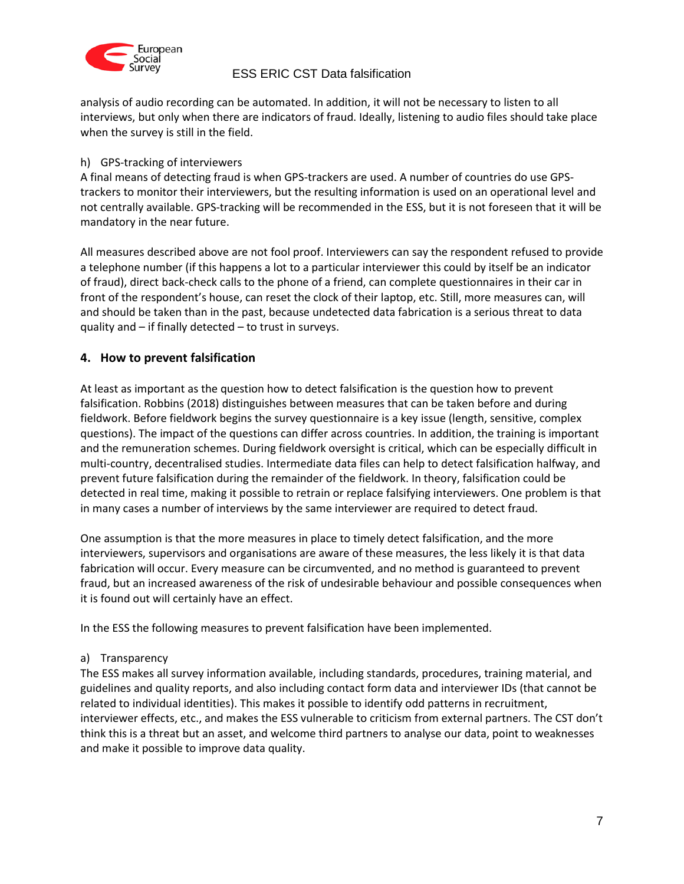analysis of audio recording can be automated. In addition, it will not be necessary to listen to all interviews, but only when there are indicators of fraud. Ideally, listening to audio files should take place when the survey is still in the field.

h) GPS-tracking of interviewers

A final means of detecting fraud is when GPS-trackers are used. A number of countries do use GPS-trackers to monitor their interviewers, but the resulting information is used on an operational level and not centrally available. GPS-tracking will be recommended in the ESS, but it is not foreseen that it will be mandatory in the near future.

All measures described above are not fool proof. Interviewers can say the respondent refused to provide a telephone number (if this happens a lot to a particular interviewer this could by itself be an indicator of fraud), direct back-check calls to the phone of a friend, can complete questionnaires in their car in front of the respondent's house, can reset the clock of their laptop, etc. Still, more measures can, will and should be taken than in the past, because undetected data fabrication is a serious threat to data quality and – if finally detected – to trust in surveys.

## 4. How to prevent falsification

At least as important as the question how to detect falsification is the question how to prevent falsification. Robbins (2018) distinguishes between measures that can be taken before and during fieldwork. Before fieldwork begins the survey questionnaire is a key issue (length, sensitive, complex questions). The impact of the questions can differ across countries. In addition, the training is important and the remuneration schemes. During fieldwork oversight is critical, which can be especially difficult in multi-country, decentralised studies. Intermediate data files can help to detect falsification halfway, and prevent future falsification during the remainder of the fieldwork. In theory, falsification could be detected in real time, making it possible to retrain or replace falsifying interviewers. One problem is that in many cases a number of interviews by the same interviewer are required to detect fraud.

One assumption is that the more measures in place to timely detect falsification, and the more interviewers, supervisors and organisations are aware of these measures, the less likely it is that data fabrication will occur. Every measure can be circumvented, and no method is guaranteed to prevent fraud, but an increased awareness of the risk of undesirable behaviour and possible consequences when it is found out will certainly have an effect.

In the ESS the following measures to prevent falsification have been implemented.

a) Transparency

The ESS makes all survey information available, including standards, procedures, training material, and guidelines and quality reports, and also including contact form data and interviewer IDs (that cannot be related to individual identities). This makes it possible to identify odd patterns in recruitment, interviewer effects, etc., and makes the ESS vulnerable to criticism from external partners. The CST don't think this is a threat but an asset, and welcome third partners to analyse our data, point to weaknesses and make it possible to improve data quality.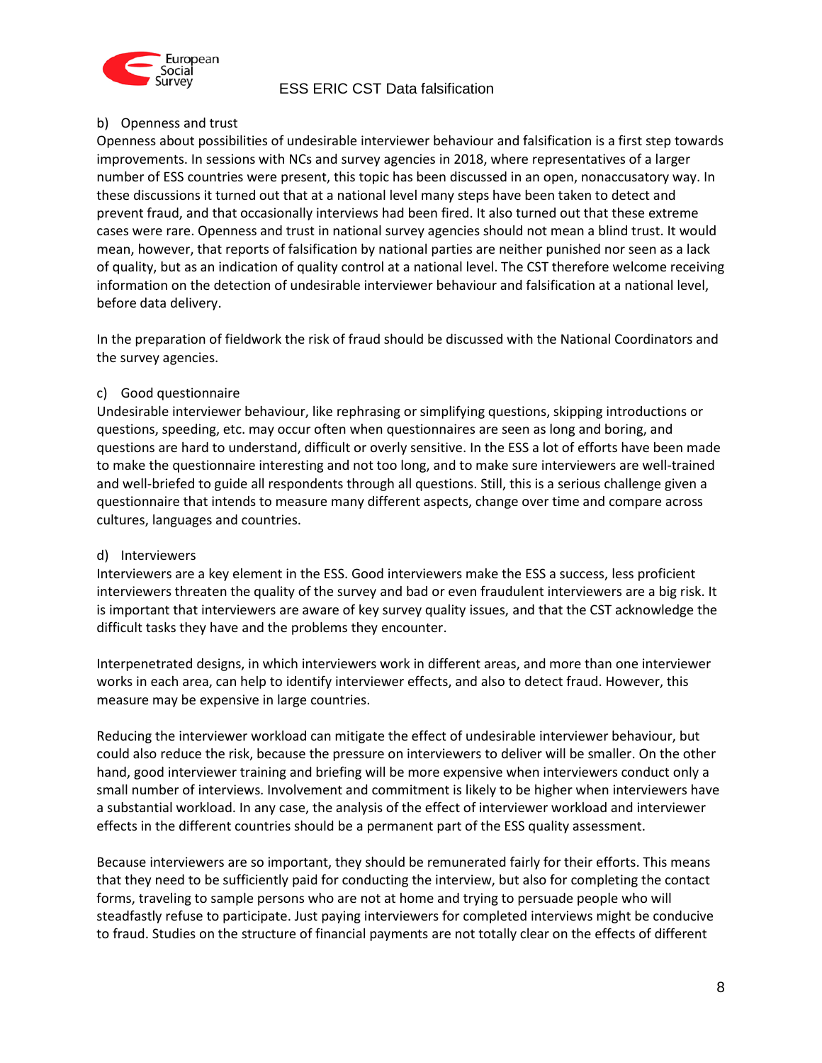b) Openness and trust

Openness about possibilities of undesirable interviewer behaviour and falsification is a first step towards improvements. In sessions with NCs and survey agencies in 2018, where representatives of a larger number of ESS countries were present, this topic has been discussed in an open, nonaccusatory way. In these discussions it turned out that at a national level many steps have been taken to detect and prevent fraud, and that occasionally interviews had been fired. It also turned out that these extreme cases were rare. Openness and trust in national survey agencies should not mean a blind trust. It would mean, however, that reports of falsification by national parties are neither punished nor seen as a lack of quality, but as an indication of quality control at a national level. The CST therefore welcome receiving information on the detection of undesirable interviewer behaviour and falsification at a national level, before data delivery.

In the preparation of fieldwork the risk of fraud should be discussed with the National Coordinators and the survey agencies.

c) Good questionnaire

Undesirable interviewer behaviour, like rephrasing or simplifying questions, skipping introductions or questions, speeding, etc. may occur often when questionnaires are seen as long and boring, and questions are hard to understand, difficult or overly sensitive. In the ESS a lot of efforts have been made to make the questionnaire interesting and not too long, and to make sure interviewers are well-trained and well-briefed to guide all respondents through all questions. Still, this is a serious challenge given a questionnaire that intends to measure many different aspects, change over time and compare across cultures, languages and countries.

d) Interviewers

Interviewers are a key element in the ESS. Good interviewers make the ESS a success, less proficient interviewers threaten the quality of the survey and bad or even fraudulent interviewers are a big risk. It is important that interviewers are aware of key survey quality issues, and that the CST acknowledge the difficult tasks they have and the problems they encounter.

Interpenetrated designs, in which interviewers work in different areas, and more than one interviewer works in each area, can help to identify interviewer effects, and also to detect fraud. However, this measure may be expensive in large countries.

Reducing the interviewer workload can mitigate the effect of undesirable interviewer behaviour, but could also reduce the risk, because the pressure on interviewers to deliver will be smaller. On the other hand, good interviewer training and briefing will be more expensive when interviewers conduct only a small number of interviews. Involvement and commitment is likely to be higher when interviewers have a substantial workload. In any case, the analysis of the effect of interviewer workload and interviewer effects in the different countries should be a permanent part of the ESS quality assessment.

Because interviewers are so important, they should be remunerated fairly for their efforts. This means that they need to be sufficiently paid for conducting the interview, but also for completing the contact forms, traveling to sample persons who are not at home and trying to persuade people who will steadfastly refuse to participate. Just paying interviewers for completed interviews might be conducive to fraud. Studies on the structure of financial payments are not totally clear on the effects of different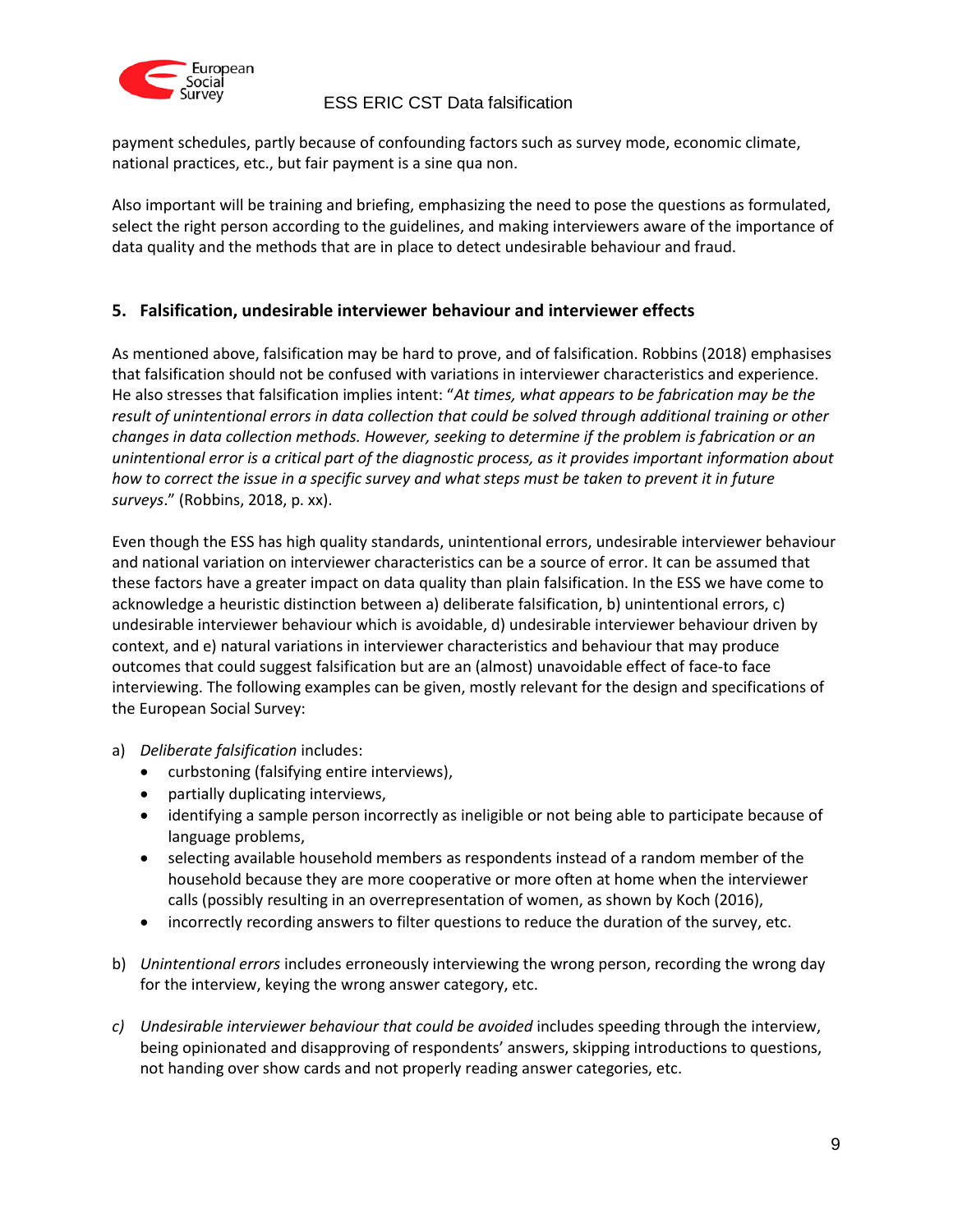payment schedules, partly because of confounding factors such as survey mode, economic climate, national practices, etc., but fair payment is a sine qua non.

Also important will be training and briefing, emphasizing the need to pose the questions as formulated, select the right person according to the guidelines, and making interviewers aware of the importance of data quality and the methods that are in place to detect undesirable behaviour and fraud.

## 5. Falsification, undesirable interviewer behaviour and interviewer effects

As mentioned above, falsification may be hard to prove, and of falsification. Robbins (2018) emphasises that falsification should not be confused with variations in interviewer characteristics and experience. He also stresses that falsification implies intent: "*At times, what appears to be fabrication may be the result of unintentional errors in data collection that could be solved through additional training or other changes in data collection methods. However, seeking to determine if the problem is fabrication or an unintentional error is a critical part of the diagnostic process, as it provides important information about how to correct the issue in a specific survey and what steps must be taken to prevent it in future surveys*." (Robbins, 2018, p. xx).

Even though the ESS has high quality standards, unintentional errors, undesirable interviewer behaviour and national variation on interviewer characteristics can be a source of error. It can be assumed that these factors have a greater impact on data quality than plain falsification. In the ESS we have come to acknowledge a heuristic distinction between a) deliberate falsification, b) unintentional errors, c) undesirable interviewer behaviour which is avoidable, d) undesirable interviewer behaviour driven by context, and e) natural variations in interviewer characteristics and behaviour that may produce outcomes that could suggest falsification but are an (almost) unavoidable effect of face-to face interviewing. The following examples can be given, mostly relevant for the design and specifications of the European Social Survey:

a) *Deliberate falsification* includes:
   - curbstoning (falsifying entire interviews),
   - partially duplicating interviews,
   - identifying a sample person incorrectly as ineligible or not being able to participate because of language problems,
   - selecting available household members as respondents instead of a random member of the household because they are more cooperative or more often at home when the interviewer calls (possibly resulting in an overrepresentation of women, as shown by Koch (2016),
   - incorrectly recording answers to filter questions to reduce the duration of the survey, etc.

b) *Unintentional errors* includes erroneously interviewing the wrong person, recording the wrong day for the interview, keying the wrong answer category, etc.

c) *Undesirable interviewer behaviour that could be avoided* includes speeding through the interview, being opinionated and disapproving of respondents' answers, skipping introductions to questions, not handing over show cards and not properly reading answer categories, etc.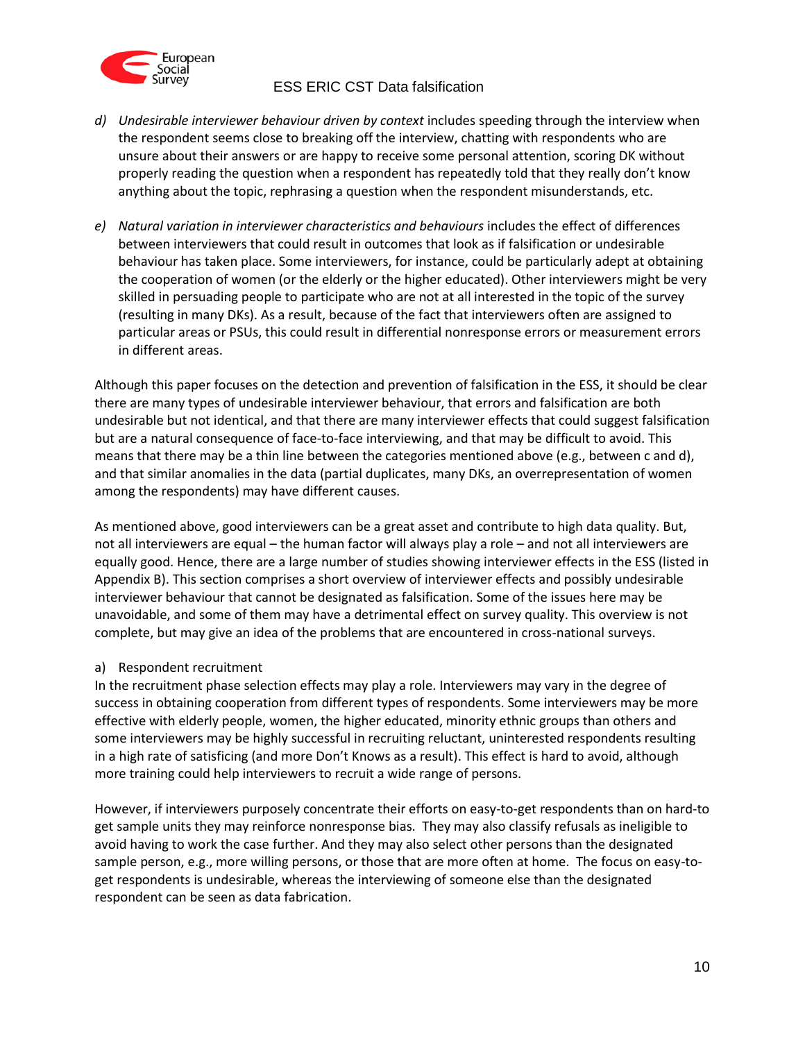d) *Undesirable interviewer behaviour driven by context* includes speeding through the interview when the respondent seems close to breaking off the interview, chatting with respondents who are unsure about their answers or are happy to receive some personal attention, scoring DK without properly reading the question when a respondent has repeatedly told that they really don't know anything about the topic, rephrasing a question when the respondent misunderstands, etc.

e) *Natural variation in interviewer characteristics and behaviours* includes the effect of differences between interviewers that could result in outcomes that look as if falsification or undesirable behaviour has taken place. Some interviewers, for instance, could be particularly adept at obtaining the cooperation of women (or the elderly or the higher educated). Other interviewers might be very skilled in persuading people to participate who are not at all interested in the topic of the survey (resulting in many DKs). As a result, because of the fact that interviewers often are assigned to particular areas or PSUs, this could result in differential nonresponse errors or measurement errors in different areas.

Although this paper focuses on the detection and prevention of falsification in the ESS, it should be clear there are many types of undesirable interviewer behaviour, that errors and falsification are both undesirable but not identical, and that there are many interviewer effects that could suggest falsification but are a natural consequence of face-to-face interviewing, and that may be difficult to avoid. This means that there may be a thin line between the categories mentioned above (e.g., between c and d), and that similar anomalies in the data (partial duplicates, many DKs, an overrepresentation of women among the respondents) may have different causes.

As mentioned above, good interviewers can be a great asset and contribute to high data quality. But, not all interviewers are equal – the human factor will always play a role – and not all interviewers are equally good. Hence, there are a large number of studies showing interviewer effects in the ESS (listed in Appendix B). This section comprises a short overview of interviewer effects and possibly undesirable interviewer behaviour that cannot be designated as falsification. Some of the issues here may be unavoidable, and some of them may have a detrimental effect on survey quality. This overview is not complete, but may give an idea of the problems that are encountered in cross-national surveys.

a) Respondent recruitment

In the recruitment phase selection effects may play a role. Interviewers may vary in the degree of success in obtaining cooperation from different types of respondents. Some interviewers may be more effective with elderly people, women, the higher educated, minority ethnic groups than others and some interviewers may be highly successful in recruiting reluctant, uninterested respondents resulting in a high rate of satisficing (and more Don't Knows as a result). This effect is hard to avoid, although more training could help interviewers to recruit a wide range of persons.

However, if interviewers purposely concentrate their efforts on easy-to-get respondents than on hard-to get sample units they may reinforce nonresponse bias. They may also classify refusals as ineligible to avoid having to work the case further. And they may also select other persons than the designated sample person, e.g., more willing persons, or those that are more often at home. The focus on easy-to-get respondents is undesirable, whereas the interviewing of someone else than the designated respondent can be seen as data fabrication.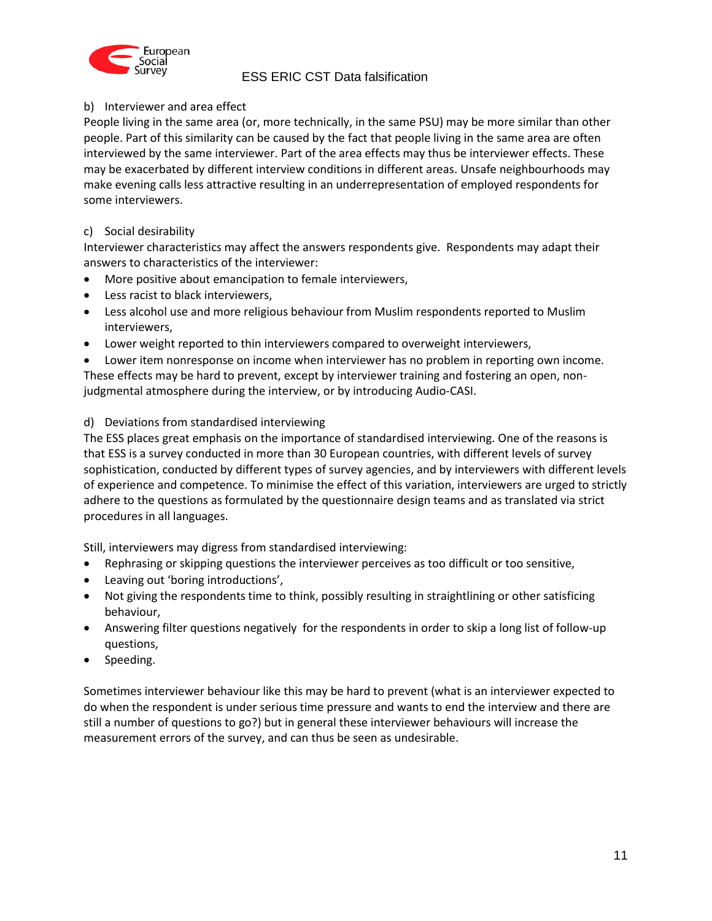b) Interviewer and area effect

People living in the same area (or, more technically, in the same PSU) may be more similar than other people. Part of this similarity can be caused by the fact that people living in the same area are often interviewed by the same interviewer. Part of the area effects may thus be interviewer effects. These may be exacerbated by different interview conditions in different areas. Unsafe neighbourhoods may make evening calls less attractive resulting in an underrepresentation of employed respondents for some interviewers.

c) Social desirability

Interviewer characteristics may affect the answers respondents give. Respondents may adapt their answers to characteristics of the interviewer:

- More positive about emancipation to female interviewers,
- Less racist to black interviewers,
- Less alcohol use and more religious behaviour from Muslim respondents reported to Muslim interviewers,
- Lower weight reported to thin interviewers compared to overweight interviewers,
- Lower item nonresponse on income when interviewer has no problem in reporting own income.

These effects may be hard to prevent, except by interviewer training and fostering an open, non-judgmental atmosphere during the interview, or by introducing Audio-CASI.

d) Deviations from standardised interviewing

The ESS places great emphasis on the importance of standardised interviewing. One of the reasons is that ESS is a survey conducted in more than 30 European countries, with different levels of survey sophistication, conducted by different types of survey agencies, and by interviewers with different levels of experience and competence. To minimise the effect of this variation, interviewers are urged to strictly adhere to the questions as formulated by the questionnaire design teams and as translated via strict procedures in all languages.

Still, interviewers may digress from standardised interviewing:

- Rephrasing or skipping questions the interviewer perceives as too difficult or too sensitive,
- Leaving out 'boring introductions',
- Not giving the respondents time to think, possibly resulting in straightlining or other satisficing behaviour,
- Answering filter questions negatively for the respondents in order to skip a long list of follow-up questions,
- Speeding.

Sometimes interviewer behaviour like this may be hard to prevent (what is an interviewer expected to do when the respondent is under serious time pressure and wants to end the interview and there are still a number of questions to go?) but in general these interviewer behaviours will increase the measurement errors of the survey, and can thus be seen as undesirable.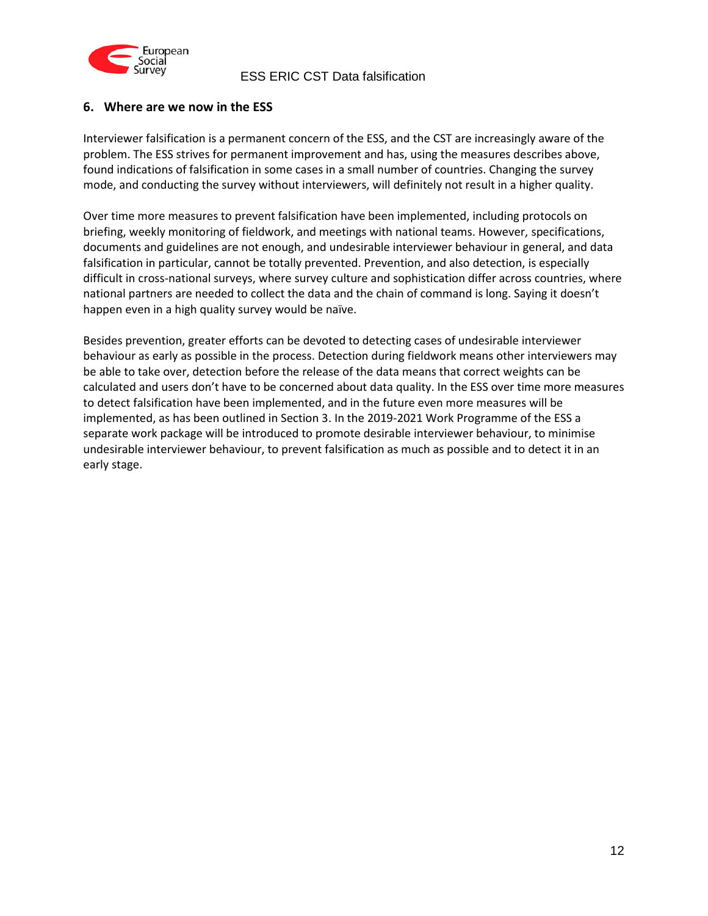## 6. Where are we now in the ESS

Interviewer falsification is a permanent concern of the ESS, and the CST are increasingly aware of the problem. The ESS strives for permanent improvement and has, using the measures describes above, found indications of falsification in some cases in a small number of countries. Changing the survey mode, and conducting the survey without interviewers, will definitely not result in a higher quality.

Over time more measures to prevent falsification have been implemented, including protocols on briefing, weekly monitoring of fieldwork, and meetings with national teams. However, specifications, documents and guidelines are not enough, and undesirable interviewer behaviour in general, and data falsification in particular, cannot be totally prevented. Prevention, and also detection, is especially difficult in cross-national surveys, where survey culture and sophistication differ across countries, where national partners are needed to collect the data and the chain of command is long. Saying it doesn't happen even in a high quality survey would be naïve.

Besides prevention, greater efforts can be devoted to detecting cases of undesirable interviewer behaviour as early as possible in the process. Detection during fieldwork means other interviewers may be able to take over, detection before the release of the data means that correct weights can be calculated and users don't have to be concerned about data quality. In the ESS over time more measures to detect falsification have been implemented, and in the future even more measures will be implemented, as has been outlined in Section 3. In the 2019-2021 Work Programme of the ESS a separate work package will be introduced to promote desirable interviewer behaviour, to minimise undesirable interviewer behaviour, to prevent falsification as much as possible and to detect it in an early stage.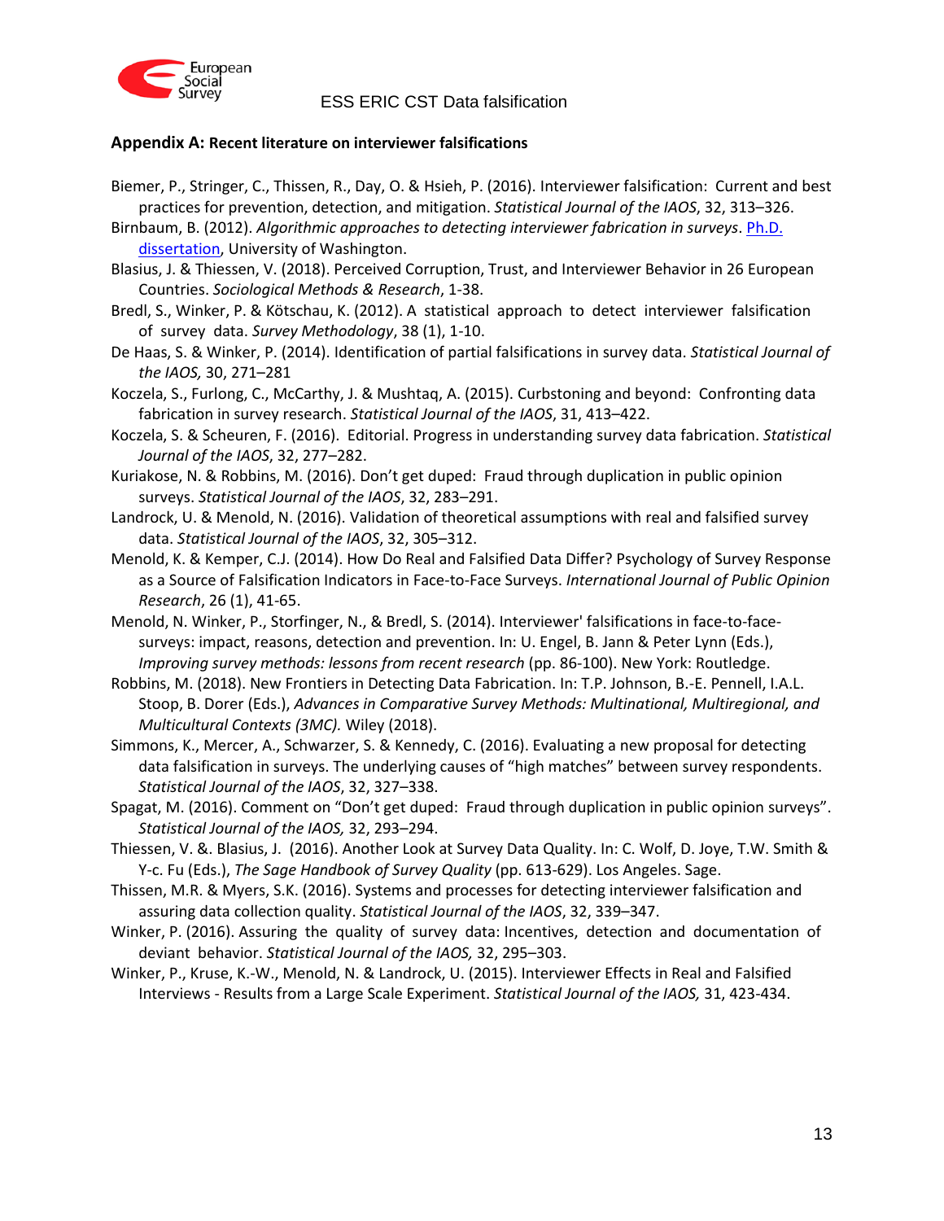## Appendix A: Recent literature on interviewer falsifications

Biemer, P., Stringer, C., Thissen, R., Day, O. & Hsieh, P. (2016). Interviewer falsification: Current and best practices for prevention, detection, and mitigation. *Statistical Journal of the IAOS*, 32, 313–326.

Birnbaum, B. (2012). *Algorithmic approaches to detecting interviewer fabrication in surveys*. Ph.D. dissertation, University of Washington.

Blasius, J. & Thiessen, V. (2018). Perceived Corruption, Trust, and Interviewer Behavior in 26 European Countries. *Sociological Methods & Research*, 1-38.

Bredl, S., Winker, P. & Kötschau, K. (2012). A statistical approach to detect interviewer falsification of survey data. *Survey Methodology*, 38 (1), 1-10.

De Haas, S. & Winker, P. (2014). Identification of partial falsifications in survey data. *Statistical Journal of the IAOS,* 30, 271–281

Koczela, S., Furlong, C., McCarthy, J. & Mushtaq, A. (2015). Curbstoning and beyond: Confronting data fabrication in survey research. *Statistical Journal of the IAOS*, 31, 413–422.

Koczela, S. & Scheuren, F. (2016). Editorial. Progress in understanding survey data fabrication. *Statistical Journal of the IAOS*, 32, 277–282.

Kuriakose, N. & Robbins, M. (2016). Don't get duped: Fraud through duplication in public opinion surveys. *Statistical Journal of the IAOS*, 32, 283–291.

Landrock, U. & Menold, N. (2016). Validation of theoretical assumptions with real and falsified survey data. *Statistical Journal of the IAOS*, 32, 305–312.

Menold, K. & Kemper, C.J. (2014). How Do Real and Falsified Data Differ? Psychology of Survey Response as a Source of Falsification Indicators in Face-to-Face Surveys. *International Journal of Public Opinion Research*, 26 (1), 41-65.

Menold, N. Winker, P., Storfinger, N., & Bredl, S. (2014). Interviewer' falsifications in face-to-face-surveys: impact, reasons, detection and prevention. In: U. Engel, B. Jann & Peter Lynn (Eds.), *Improving survey methods: lessons from recent research* (pp. 86-100). New York: Routledge.

Robbins, M. (2018). New Frontiers in Detecting Data Fabrication. In: T.P. Johnson, B.-E. Pennell, I.A.L. Stoop, B. Dorer (Eds.), *Advances in Comparative Survey Methods: Multinational, Multiregional, and Multicultural Contexts (3MC).* Wiley (2018).

Simmons, K., Mercer, A., Schwarzer, S. & Kennedy, C. (2016). Evaluating a new proposal for detecting data falsification in surveys. The underlying causes of "high matches" between survey respondents. *Statistical Journal of the IAOS*, 32, 327–338.

Spagat, M. (2016). Comment on "Don't get duped: Fraud through duplication in public opinion surveys". *Statistical Journal of the IAOS,* 32, 293–294.

Thiessen, V. &. Blasius, J. (2016). Another Look at Survey Data Quality. In: C. Wolf, D. Joye, T.W. Smith & Y-c. Fu (Eds.), *The Sage Handbook of Survey Quality* (pp. 613-629). Los Angeles. Sage.

Thissen, M.R. & Myers, S.K. (2016). Systems and processes for detecting interviewer falsification and assuring data collection quality. *Statistical Journal of the IAOS*, 32, 339–347.

Winker, P. (2016). Assuring the quality of survey data: Incentives, detection and documentation of deviant behavior. *Statistical Journal of the IAOS,* 32, 295–303.

Winker, P., Kruse, K.-W., Menold, N. & Landrock, U. (2015). Interviewer Effects in Real and Falsified Interviews - Results from a Large Scale Experiment. *Statistical Journal of the IAOS,* 31, 423-434.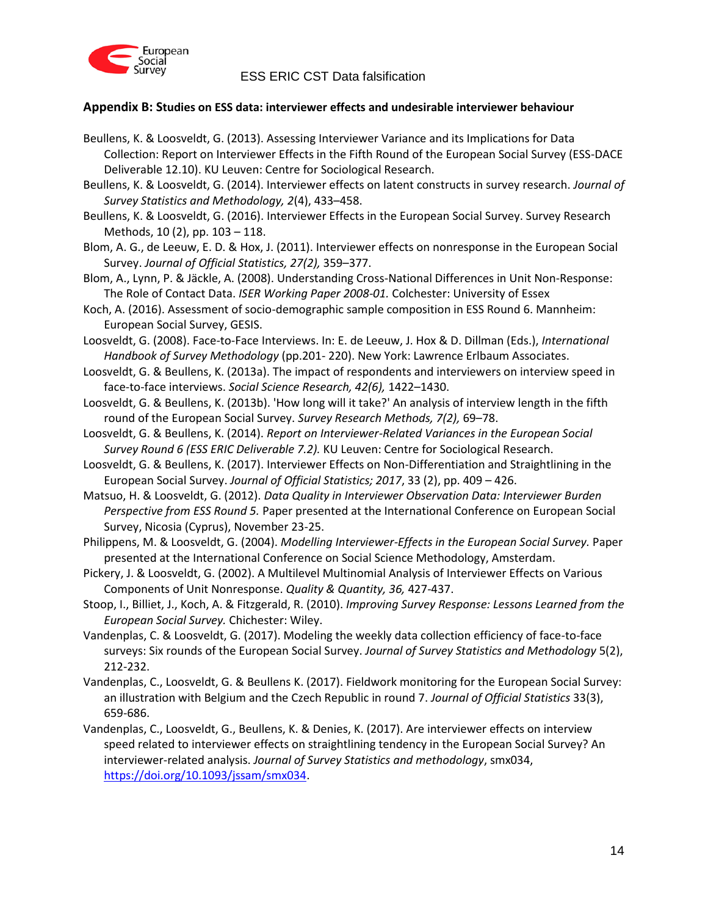## Appendix B: Studies on ESS data: interviewer effects and undesirable interviewer behaviour

Beullens, K. & Loosveldt, G. (2013). Assessing Interviewer Variance and its Implications for Data Collection: Report on Interviewer Effects in the Fifth Round of the European Social Survey (ESS-DACE Deliverable 12.10). KU Leuven: Centre for Sociological Research.

Beullens, K. & Loosveldt, G. (2014). Interviewer effects on latent constructs in survey research. *Journal of Survey Statistics and Methodology, 2*(4), 433–458.

Beullens, K. & Loosveldt, G. (2016). Interviewer Effects in the European Social Survey. Survey Research Methods, 10 (2), pp. 103 – 118.

Blom, A. G., de Leeuw, E. D. & Hox, J. (2011). Interviewer effects on nonresponse in the European Social Survey. *Journal of Official Statistics, 27(2),* 359–377.

Blom, A., Lynn, P. & Jäckle, A. (2008). Understanding Cross-National Differences in Unit Non-Response: The Role of Contact Data. *ISER Working Paper 2008-01.* Colchester: University of Essex

Koch, A. (2016). Assessment of socio-demographic sample composition in ESS Round 6. Mannheim: European Social Survey, GESIS.

Loosveldt, G. (2008). Face-to-Face Interviews. In: E. de Leeuw, J. Hox & D. Dillman (Eds.), *International Handbook of Survey Methodology* (pp.201- 220). New York: Lawrence Erlbaum Associates.

Loosveldt, G. & Beullens, K. (2013a). The impact of respondents and interviewers on interview speed in face-to-face interviews. *Social Science Research, 42(6),* 1422–1430.

Loosveldt, G. & Beullens, K. (2013b). 'How long will it take?' An analysis of interview length in the fifth round of the European Social Survey. *Survey Research Methods, 7(2),* 69–78.

Loosveldt, G. & Beullens, K. (2014). *Report on Interviewer-Related Variances in the European Social Survey Round 6 (ESS ERIC Deliverable 7.2).* KU Leuven: Centre for Sociological Research.

Loosveldt, G. & Beullens, K. (2017). Interviewer Effects on Non-Differentiation and Straightlining in the European Social Survey. *Journal of Official Statistics; 2017*, 33 (2), pp. 409 – 426.

Matsuo, H. & Loosveldt, G. (2012). *Data Quality in Interviewer Observation Data: Interviewer Burden Perspective from ESS Round 5.* Paper presented at the International Conference on European Social Survey, Nicosia (Cyprus), November 23-25.

Philippens, M. & Loosveldt, G. (2004). *Modelling Interviewer-Effects in the European Social Survey.* Paper presented at the International Conference on Social Science Methodology, Amsterdam.

Pickery, J. & Loosveldt, G. (2002). A Multilevel Multinomial Analysis of Interviewer Effects on Various Components of Unit Nonresponse. *Quality & Quantity, 36,* 427-437.

Stoop, I., Billiet, J., Koch, A. & Fitzgerald, R. (2010). *Improving Survey Response: Lessons Learned from the European Social Survey.* Chichester: Wiley.

Vandenplas, C. & Loosveldt, G. (2017). Modeling the weekly data collection efficiency of face-to-face surveys: Six rounds of the European Social Survey. *Journal of Survey Statistics and Methodology* 5(2), 212-232.

Vandenplas, C., Loosveldt, G. & Beullens K. (2017). Fieldwork monitoring for the European Social Survey: an illustration with Belgium and the Czech Republic in round 7. *Journal of Official Statistics* 33(3), 659-686.

Vandenplas, C., Loosveldt, G., Beullens, K. & Denies, K. (2017). Are interviewer effects on interview speed related to interviewer effects on straightlining tendency in the European Social Survey? An interviewer-related analysis. *Journal of Survey Statistics and methodology*, smx034, https://doi.org/10.1093/jssam/smx034.